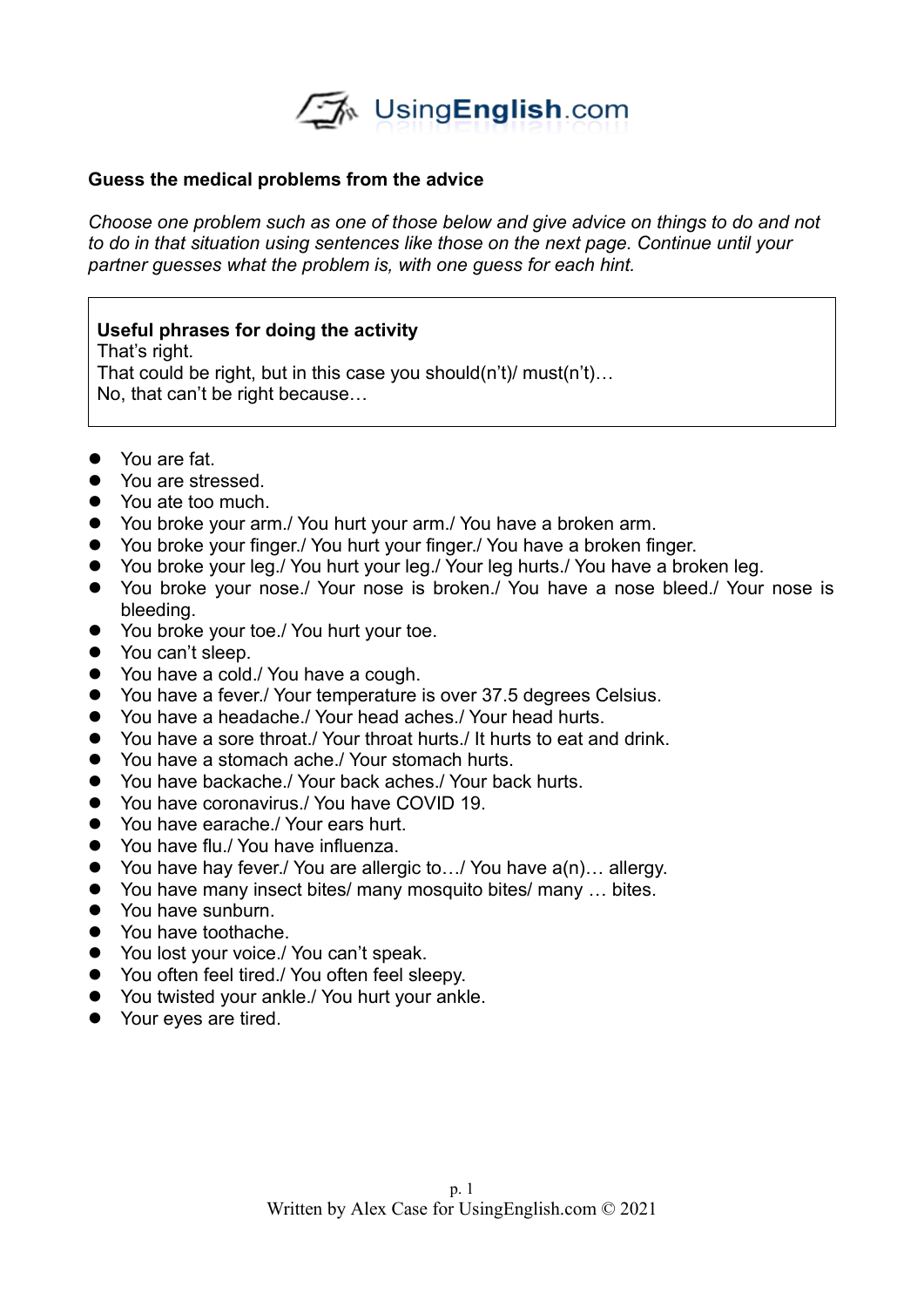UsingEnglish.com

**Guess the medical problems from the advice**

*Choose one problem such as one of those below and give advice on things to do and not to do in that situation using sentences like those on the next page. Continue until your partner guesses what the problem is, with one guess for each hint.*

**Useful phrases for doing the activity**
That's right.
That could be right, but in this case you should(n't)/ must(n't)…
No, that can't be right because…

- You are fat.
- You are stressed.
- You ate too much.
- You broke your arm./ You hurt your arm./ You have a broken arm.
- You broke your finger./ You hurt your finger./ You have a broken finger.
- You broke your leg./ You hurt your leg./ Your leg hurts./ You have a broken leg.
- You broke your nose./ Your nose is broken./ You have a nose bleed./ Your nose is bleeding.
- You broke your toe./ You hurt your toe.
- You can't sleep.
- You have a cold./ You have a cough.
- You have a fever./ Your temperature is over 37.5 degrees Celsius.
- You have a headache./ Your head aches./ Your head hurts.
- You have a sore throat./ Your throat hurts./ It hurts to eat and drink.
- You have a stomach ache./ Your stomach hurts.
- You have backache./ Your back aches./ Your back hurts.
- You have coronavirus./ You have COVID 19.
- You have earache./ Your ears hurt.
- You have flu./ You have influenza.
- You have hay fever./ You are allergic to…/ You have a(n)… allergy.
- You have many insect bites/ many mosquito bites/ many … bites.
- You have sunburn.
- You have toothache.
- You lost your voice./ You can't speak.
- You often feel tired./ You often feel sleepy.
- You twisted your ankle./ You hurt your ankle.
- Your eyes are tired.

Written by Alex Case for UsingEnglish.com © 2021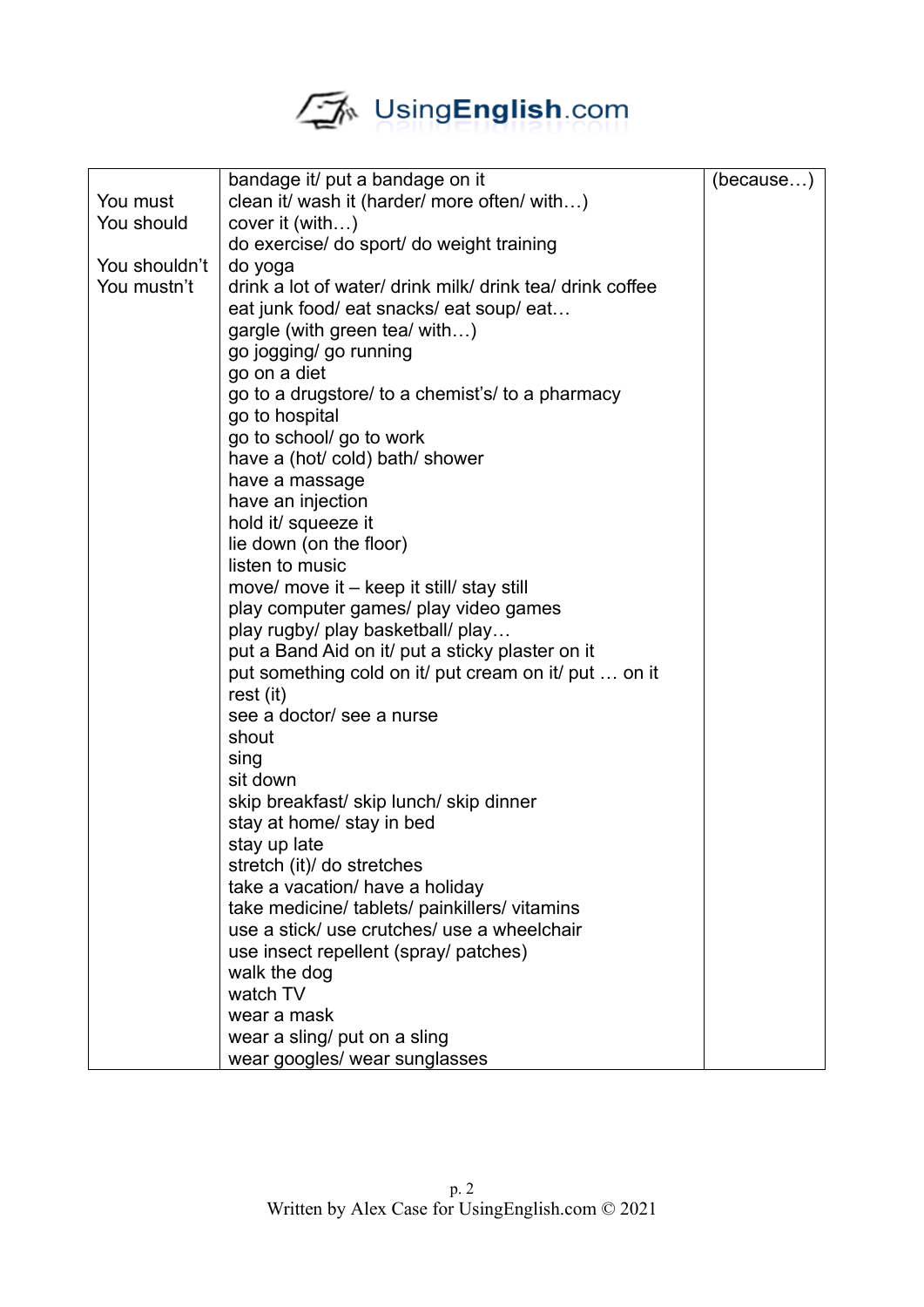| | | |
|---|---|---|
| You must<br>You should<br><br>You shouldn't<br>You mustn't | bandage it/ put a bandage on it<br>clean it/ wash it (harder/ more often/ with…)<br>cover it (with…)<br>do exercise/ do sport/ do weight training<br>do yoga<br>drink a lot of water/ drink milk/ drink tea/ drink coffee<br>eat junk food/ eat snacks/ eat soup/ eat…<br>gargle (with green tea/ with…)<br>go jogging/ go running<br>go on a diet<br>go to a drugstore/ to a chemist's/ to a pharmacy<br>go to hospital<br>go to school/ go to work<br>have a (hot/ cold) bath/ shower<br>have a massage<br>have an injection<br>hold it/ squeeze it<br>lie down (on the floor)<br>listen to music<br>move/ move it – keep it still/ stay still<br>play computer games/ play video games<br>play rugby/ play basketball/ play…<br>put a Band Aid on it/ put a sticky plaster on it<br>put something cold on it/ put cream on it/ put … on it<br>rest (it)<br>see a doctor/ see a nurse<br>shout<br>sing<br>sit down<br>skip breakfast/ skip lunch/ skip dinner<br>stay at home/ stay in bed<br>stay up late<br>stretch (it)/ do stretches<br>take a vacation/ have a holiday<br>take medicine/ tablets/ painkillers/ vitamins<br>use a stick/ use crutches/ use a wheelchair<br>use insect repellent (spray/ patches)<br>walk the dog<br>watch TV<br>wear a mask<br>wear a sling/ put on a sling<br>wear googles/ wear sunglasses | (because…) |

Written by Alex Case for UsingEnglish.com © 2021